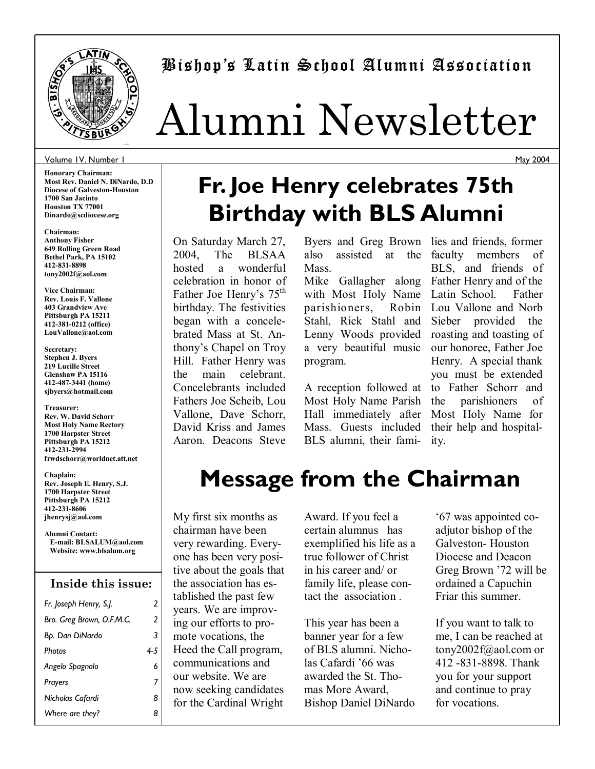# Bishop's Latin School Alumni Association

# Alumni Newsletter

Volume IV. Number 1 — May 2004

**Honorary Chairman:**
**Most Rev. Daniel N. DiNardo, D.D**
**Diocese of Galveston-Houston**
**1700 San Jacinto**
**Houston TX 77001**
**Dinardo@scdiocese.org**

**Chairman:**
**Anthony Fisher**
**649 Rolling Green Road**
**Bethel Park, PA 15102**
**412-831-8898**
**tony2002f@aol.com**

**Vice Chairman:**
**Rev. Louis F. Vallone**
**403 Grandview Ave**
**Pittsburgh PA 15211**
**412-381-0212 (office)**
**LouVallone@aol.com**

**Secretary:**
**Stephen J. Byers**
**219 Lucille Street**
**Glenshaw PA 15116**
**412-487-3441 (home)**
**sjbyers@hotmail.com**

**Treasurer:**
**Rev. W. David Schorr**
**Most Holy Name Rectory**
**1700 Harpster Street**
**Pittsburgh PA 15212**
**412-231-2994**
**frwdschorr@worldnet.att.net**

**Chaplain:**
**Rev. Joseph E. Henry, S.J.**
**1700 Harpster Street**
**Pittsburgh PA 15212**
**412-231-8606**
**jhenrysj@aol.com**

**Alumni Contact:**
**E-mail: BLSALUM@aol.com**
**Website: www.blsalum.org**

### Inside this issue:

| | |
|---|---|
| *Fr. Joseph Henry, S.J.* | *2* |
| *Bro. Greg Brown, O.F.M.C.* | *2* |
| *Bp. Dan DiNardo* | *3* |
| *Photos* | *4-5* |
| *Angelo Spagnolo* | *6* |
| *Prayers* | *7* |
| *Nicholas Cafardi* | *8* |
| *Where are they?* | *8* |

## Fr. Joe Henry celebrates 75th Birthday with BLS Alumni

On Saturday March 27, 2004, The BLSAA hosted a wonderful celebration in honor of Father Joe Henry's 75th birthday. The festivities began with a concelebrated Mass at St. Anthony's Chapel on Troy Hill. Father Henry was the main celebrant. Concelebrants included Fathers Joe Scheib, Lou Vallone, Dave Schorr, David Kriss and James Aaron. Deacons Steve Byers and Greg Brown also assisted at the Mass.

Mike Gallagher along with Most Holy Name parishioners, Robin Stahl, Rick Stahl and Lenny Woods provided a very beautiful music program.

A reception followed at Most Holy Name Parish Hall immediately after Mass. Guests included BLS alumni, their families and friends, former faculty members of BLS, and friends of Father Henry and of the Latin School. Father Lou Vallone and Norb Sieber provided the roasting and toasting of our honoree, Father Joe Henry. A special thank you must be extended to Father Schorr and the parishioners of Most Holy Name for their help and hospitality.

## Message from the Chairman

My first six months as chairman have been very rewarding. Everyone has been very positive about the goals that the association has established the past few years. We are improving our efforts to promote vocations, the Heed the Call program, communications and our website. We are now seeking candidates for the Cardinal Wright Award. If you feel a certain alumnus has exemplified his life as a true follower of Christ in his career and/ or family life, please contact the association .

This year has been a banner year for a few of BLS alumni. Nicholas Cafardi '66 was awarded the St. Thomas More Award, Bishop Daniel DiNardo '67 was appointed co-adjutor bishop of the Galveston- Houston Diocese and Deacon Greg Brown '72 will be ordained a Capuchin Friar this summer.

If you want to talk to me, I can be reached at tony2002f@aol.com or 412 -831-8898. Thank you for your support and continue to pray for vocations.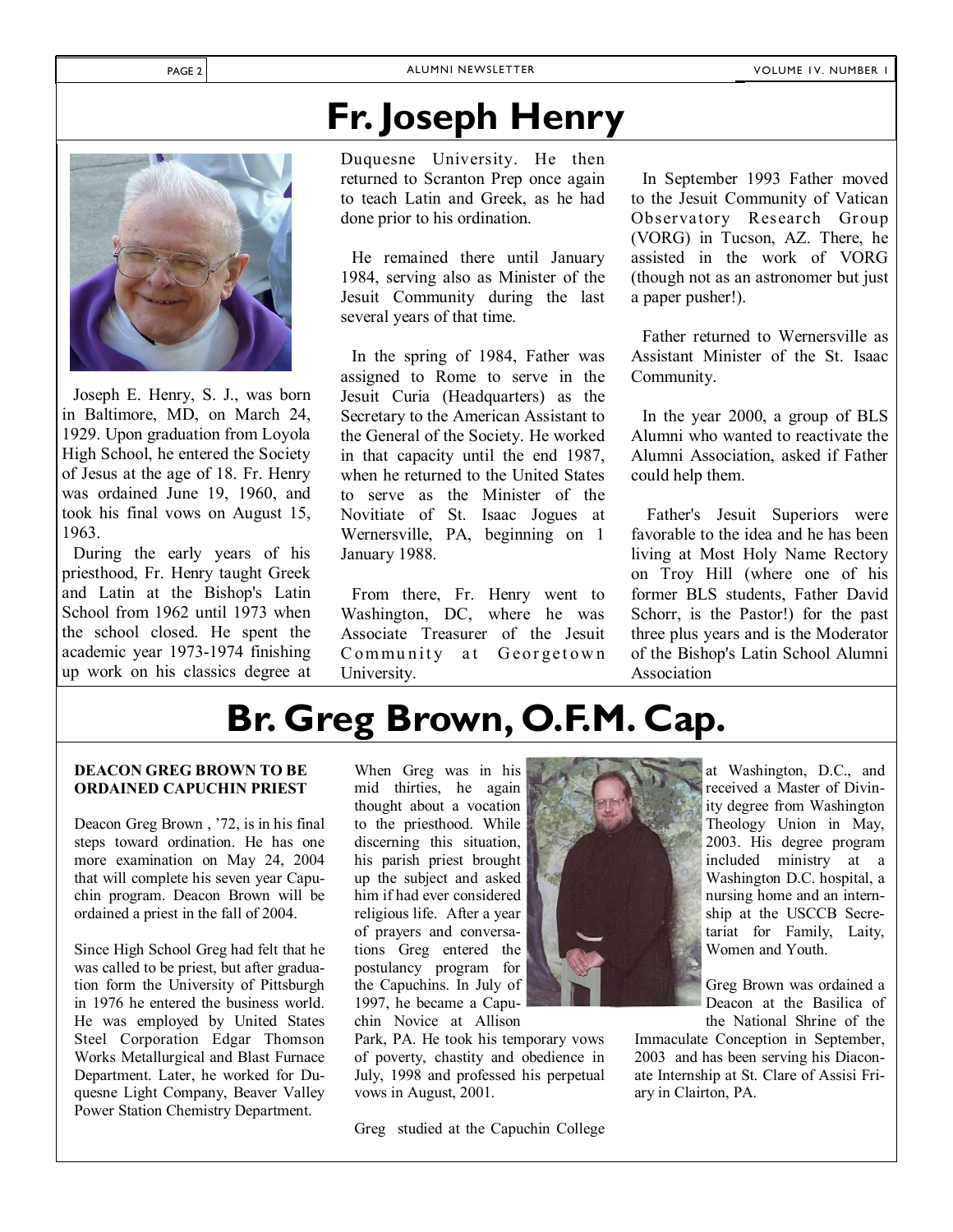# Fr. Joseph Henry

Joseph E. Henry, S. J., was born in Baltimore, MD, on March 24, 1929. Upon graduation from Loyola High School, he entered the Society of Jesus at the age of 18. Fr. Henry was ordained June 19, 1960, and took his final vows on August 15, 1963.

During the early years of his priesthood, Fr. Henry taught Greek and Latin at the Bishop's Latin School from 1962 until 1973 when the school closed. He spent the academic year 1973-1974 finishing up work on his classics degree at Duquesne University. He then returned to Scranton Prep once again to teach Latin and Greek, as he had done prior to his ordination.

He remained there until January 1984, serving also as Minister of the Jesuit Community during the last several years of that time.

In the spring of 1984, Father was assigned to Rome to serve in the Jesuit Curia (Headquarters) as the Secretary to the American Assistant to the General of the Society. He worked in that capacity until the end 1987, when he returned to the United States to serve as the Minister of the Novitiate of St. Isaac Jogues at Wernersville, PA, beginning on 1 January 1988.

From there, Fr. Henry went to Washington, DC, where he was Associate Treasurer of the Jesuit Community at Georgetown University.

In September 1993 Father moved to the Jesuit Community of Vatican Observatory Research Group (VORG) in Tucson, AZ. There, he assisted in the work of VORG (though not as an astronomer but just a paper pusher!).

Father returned to Wernersville as Assistant Minister of the St. Isaac Community.

In the year 2000, a group of BLS Alumni who wanted to reactivate the Alumni Association, asked if Father could help them.

Father's Jesuit Superiors were favorable to the idea and he has been living at Most Holy Name Rectory on Troy Hill (where one of his former BLS students, Father David Schorr, is the Pastor!) for the past three plus years and is the Moderator of the Bishop's Latin School Alumni Association

# Br. Greg Brown, O.F.M. Cap.

**DEACON GREG BROWN TO BE ORDAINED CAPUCHIN PRIEST**

Deacon Greg Brown , '72, is in his final steps toward ordination. He has one more examination on May 24, 2004 that will complete his seven year Capuchin program. Deacon Brown will be ordained a priest in the fall of 2004.

Since High School Greg had felt that he was called to be priest, but after graduation form the University of Pittsburgh in 1976 he entered the business world. He was employed by United States Steel Corporation Edgar Thomson Works Metallurgical and Blast Furnace Department. Later, he worked for Duquesne Light Company, Beaver Valley Power Station Chemistry Department.

When Greg was in his mid thirties, he again thought about a vocation to the priesthood. While discerning this situation, his parish priest brought up the subject and asked him if had ever considered religious life. After a year of prayers and conversations Greg entered the postulancy program for the Capuchins. In July of 1997, he became a Capuchin Novice at Allison Park, PA. He took his temporary vows of poverty, chastity and obedience in July, 1998 and professed his perpetual vows in August, 2001.

Greg studied at the Capuchin College at Washington, D.C., and received a Master of Divinity degree from Washington Theology Union in May, 2003. His degree program included ministry at a Washington D.C. hospital, a nursing home and an internship at the USCCB Secretariat for Family, Laity, Women and Youth.

Greg Brown was ordained a Deacon at the Basilica of the National Shrine of the Immaculate Conception in September, 2003 and has been serving his Diaconate Internship at St. Clare of Assisi Friary in Clairton, PA.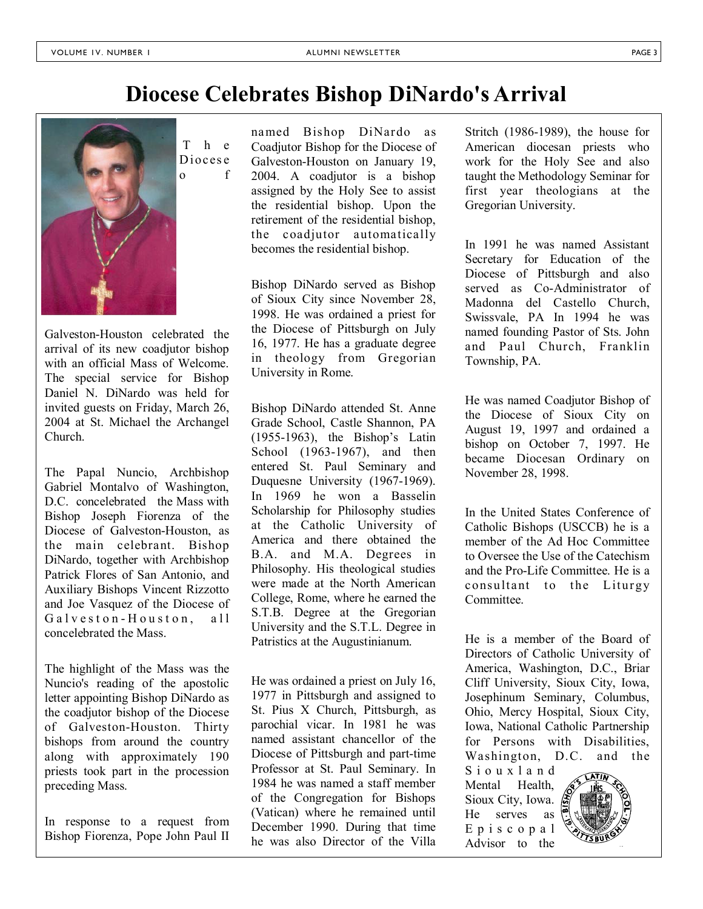# Diocese Celebrates Bishop DiNardo's Arrival

The Diocese of Galveston-Houston celebrated the arrival of its new coadjutor bishop with an official Mass of Welcome. The special service for Bishop Daniel N. DiNardo was held for invited guests on Friday, March 26, 2004 at St. Michael the Archangel Church.

The Papal Nuncio, Archbishop Gabriel Montalvo of Washington, D.C. concelebrated the Mass with Bishop Joseph Fiorenza of the Diocese of Galveston-Houston, as the main celebrant. Bishop DiNardo, together with Archbishop Patrick Flores of San Antonio, and Auxiliary Bishops Vincent Rizzotto and Joe Vasquez of the Diocese of Galveston-Houston, all concelebrated the Mass.

The highlight of the Mass was the Nuncio's reading of the apostolic letter appointing Bishop DiNardo as the coadjutor bishop of the Diocese of Galveston-Houston. Thirty bishops from around the country along with approximately 190 priests took part in the procession preceding Mass.

In response to a request from Bishop Fiorenza, Pope John Paul II named Bishop DiNardo as Coadjutor Bishop for the Diocese of Galveston-Houston on January 19, 2004. A coadjutor is a bishop assigned by the Holy See to assist the residential bishop. Upon the retirement of the residential bishop, the coadjutor automatically becomes the residential bishop.

Bishop DiNardo served as Bishop of Sioux City since November 28, 1998. He was ordained a priest for the Diocese of Pittsburgh on July 16, 1977. He has a graduate degree in theology from Gregorian University in Rome.

Bishop DiNardo attended St. Anne Grade School, Castle Shannon, PA (1955-1963), the Bishop's Latin School (1963-1967), and then entered St. Paul Seminary and Duquesne University (1967-1969). In 1969 he won a Basselin Scholarship for Philosophy studies at the Catholic University of America and there obtained the B.A. and M.A. Degrees in Philosophy. His theological studies were made at the North American College, Rome, where he earned the S.T.B. Degree at the Gregorian University and the S.T.L. Degree in Patristics at the Augustinianum.

He was ordained a priest on July 16, 1977 in Pittsburgh and assigned to St. Pius X Church, Pittsburgh, as parochial vicar. In 1981 he was named assistant chancellor of the Diocese of Pittsburgh and part-time Professor at St. Paul Seminary. In 1984 he was named a staff member of the Congregation for Bishops (Vatican) where he remained until December 1990. During that time he was also Director of the Villa Stritch (1986-1989), the house for American diocesan priests who work for the Holy See and also taught the Methodology Seminar for first year theologians at the Gregorian University.

In 1991 he was named Assistant Secretary for Education of the Diocese of Pittsburgh and also served as Co-Administrator of Madonna del Castello Church, Swissvale, PA In 1994 he was named founding Pastor of Sts. John and Paul Church, Franklin Township, PA.

He was named Coadjutor Bishop of the Diocese of Sioux City on August 19, 1997 and ordained a bishop on October 7, 1997. He became Diocesan Ordinary on November 28, 1998.

In the United States Conference of Catholic Bishops (USCCB) he is a member of the Ad Hoc Committee to Oversee the Use of the Catechism and the Pro-Life Committee. He is a consultant to the Liturgy Committee.

He is a member of the Board of Directors of Catholic University of America, Washington, D.C., Briar Cliff University, Sioux City, Iowa, Josephinum Seminary, Columbus, Ohio, Mercy Hospital, Sioux City, Iowa, National Catholic Partnership for Persons with Disabilities, Washington, D.C. and the Siouxland Mental Health, Sioux City, Iowa. He serves as Episcopal Advisor to the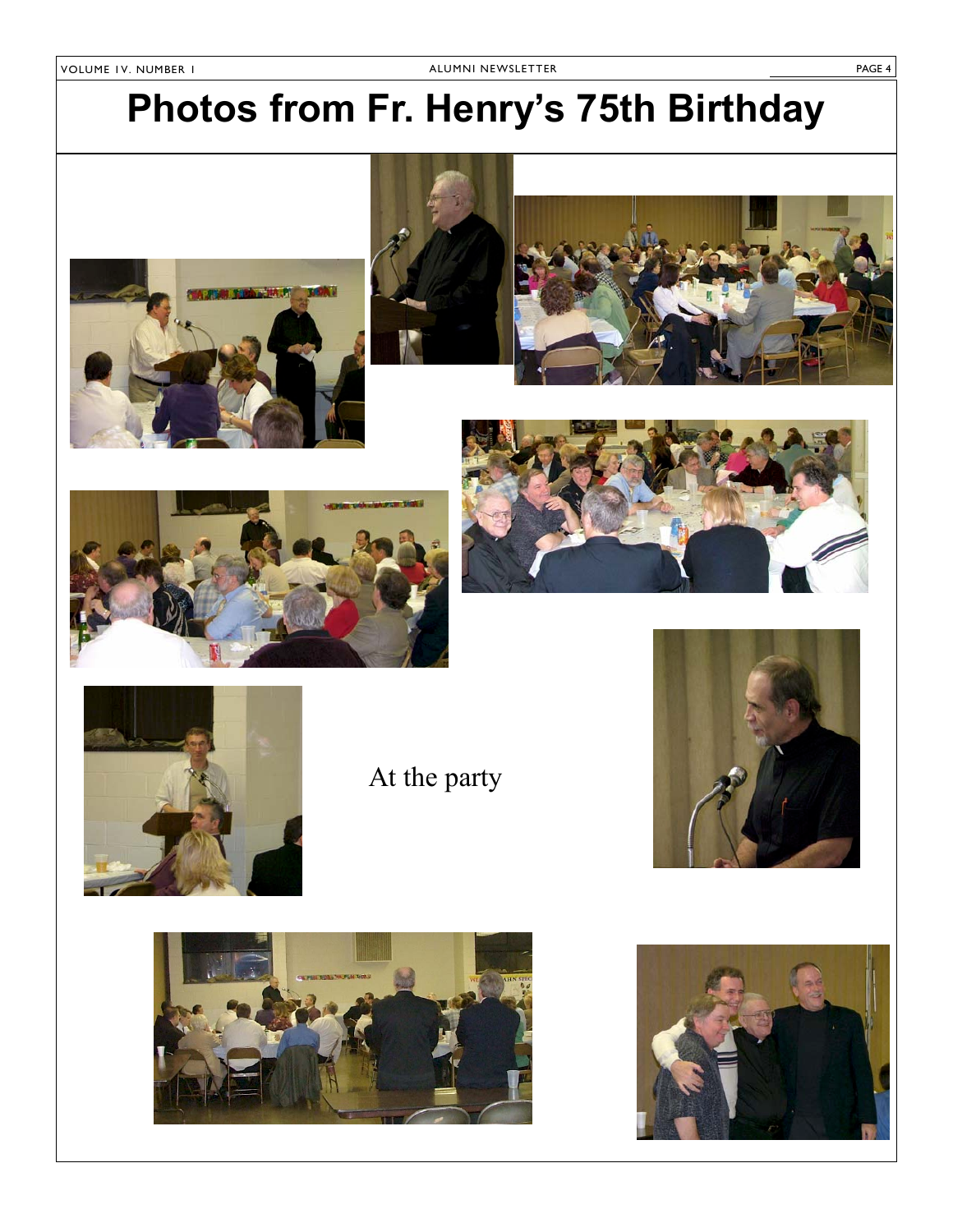# Photos from Fr. Henry's 75th Birthday

At the party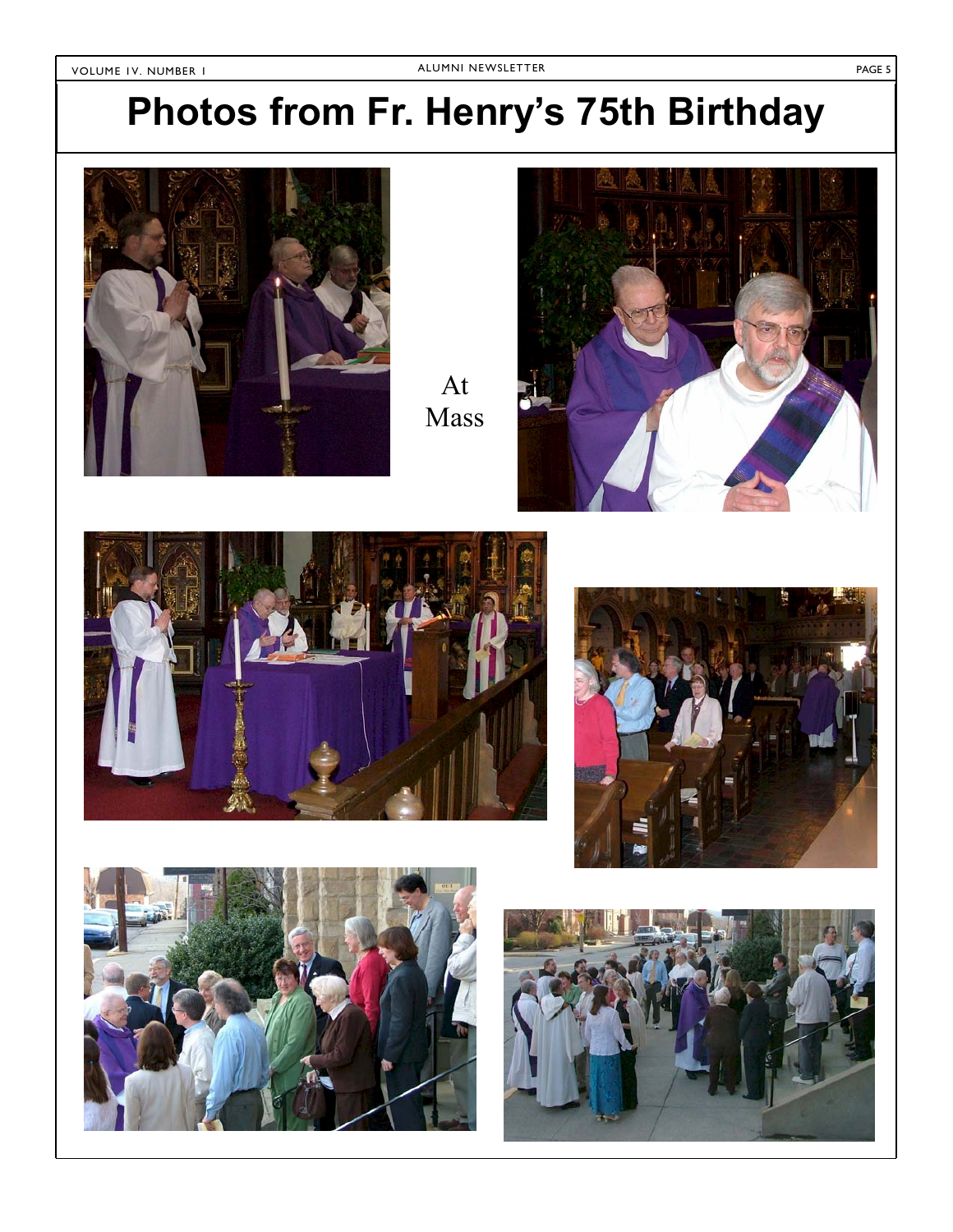# Photos from Fr. Henry's 75th Birthday

At Mass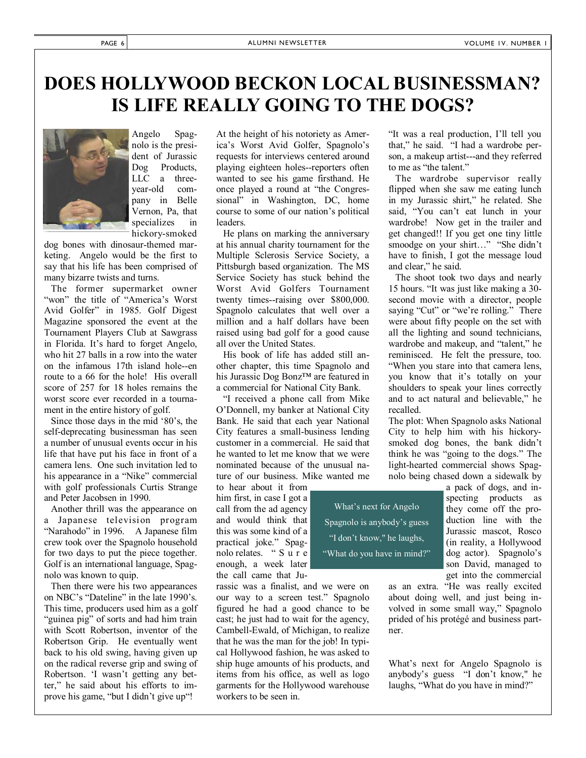# DOES HOLLYWOOD BECKON LOCAL BUSINESSMAN? IS LIFE REALLY GOING TO THE DOGS?

Angelo Spagnolo is the president of Jurassic Dog Products, LLC a three-year-old company in Belle Vernon, Pa, that specializes in hickory-smoked dog bones with dinosaur-themed marketing. Angelo would be the first to say that his life has been comprised of many bizarre twists and turns.

The former supermarket owner "won" the title of "America's Worst Avid Golfer" in 1985. Golf Digest Magazine sponsored the event at the Tournament Players Club at Sawgrass in Florida. It's hard to forget Angelo, who hit 27 balls in a row into the water on the infamous 17th island hole--en route to a 66 for the hole! His overall score of 257 for 18 holes remains the worst score ever recorded in a tournament in the entire history of golf.

Since those days in the mid '80's, the self-deprecating businessman has seen a number of unusual events occur in his life that have put his face in front of a camera lens. One such invitation led to his appearance in a "Nike" commercial with golf professionals Curtis Strange and Peter Jacobsen in 1990.

Another thrill was the appearance on a Japanese television program "Narahodo" in 1996. A Japanese film crew took over the Spagnolo household for two days to put the piece together. Golf is an international language, Spagnolo was known to quip.

Then there were his two appearances on NBC's "Dateline" in the late 1990's. This time, producers used him as a golf "guinea pig" of sorts and had him train with Scott Robertson, inventor of the Robertson Grip. He eventually went back to his old swing, having given up on the radical reverse grip and swing of Robertson. 'I wasn't getting any better," he said about his efforts to improve his game, "but I didn't give up"!

At the height of his notoriety as America's Worst Avid Golfer, Spagnolo's requests for interviews centered around playing eighteen holes--reporters often wanted to see his game firsthand. He once played a round at "the Congressional" in Washington, DC, home course to some of our nation's political leaders.

He plans on marking the anniversary at his annual charity tournament for the Multiple Sclerosis Service Society, a Pittsburgh based organization. The MS Service Society has stuck behind the Worst Avid Golfers Tournament twenty times--raising over $800,000. Spagnolo calculates that well over a million and a half dollars have been raised using bad golf for a good cause all over the United States.

His book of life has added still another chapter, this time Spagnolo and his Jurassic Dog Bonz™ are featured in a commercial for National City Bank.

"I received a phone call from Mike O'Donnell, my banker at National City Bank. He said that each year National City features a small-business lending customer in a commercial. He said that he wanted to let me know that we were nominated because of the unusual nature of our business. Mike wanted me to hear about it from him first, in case I got a call from the ad agency and would think that this was some kind of a practical joke." Spagnolo relates. "Sure enough, a week later the call came that Jurassic was a finalist, and we were on our way to a screen test." Spagnolo figured he had a good chance to be cast; he just had to wait for the agency, Cambell-Ewald, of Michigan, to realize that he was the man for the job! In typical Hollywood fashion, he was asked to ship huge amounts of his products, and items from his office, as well as logo garments for the Hollywood warehouse workers to be seen in.

"It was a real production, I'll tell you that," he said. "I had a wardrobe person, a makeup artist---and they referred to me as "the talent."

The wardrobe supervisor really flipped when she saw me eating lunch in my Jurassic shirt," he related. She said, "You can't eat lunch in your wardrobe! Now get in the trailer and get changed!! If you get one tiny little smoodge on your shirt…" "She didn't have to finish, I got the message loud and clear," he said.

The shoot took two days and nearly 15 hours. "It was just like making a 30-second movie with a director, people saying "Cut" or "we're rolling." There were about fifty people on the set with all the lighting and sound technicians, wardrobe and makeup, and "talent," he reminisced. He felt the pressure, too. "When you stare into that camera lens, you know that it's totally on your shoulders to speak your lines correctly and to act natural and believable," he recalled.

The plot: When Spagnolo asks National City to help him with his hickory-smoked dog bones, the bank didn't think he was "going to the dogs." The light-hearted commercial shows Spagnolo being chased down a sidewalk by a pack of dogs, and inspecting products as they come off the production line with the Jurassic mascot, Rosco (in reality, a Hollywood dog actor). Spagnolo's son David, managed to get into the commercial as an extra. "He was really excited about doing well, and just being involved in some small way," Spagnolo prided of his protégé and business partner.

> What's next for Angelo Spagnolo is anybody's guess "I don't know," he laughs, "What do you have in mind?"

What's next for Angelo Spagnolo is anybody's guess "I don't know," he laughs, "What do you have in mind?"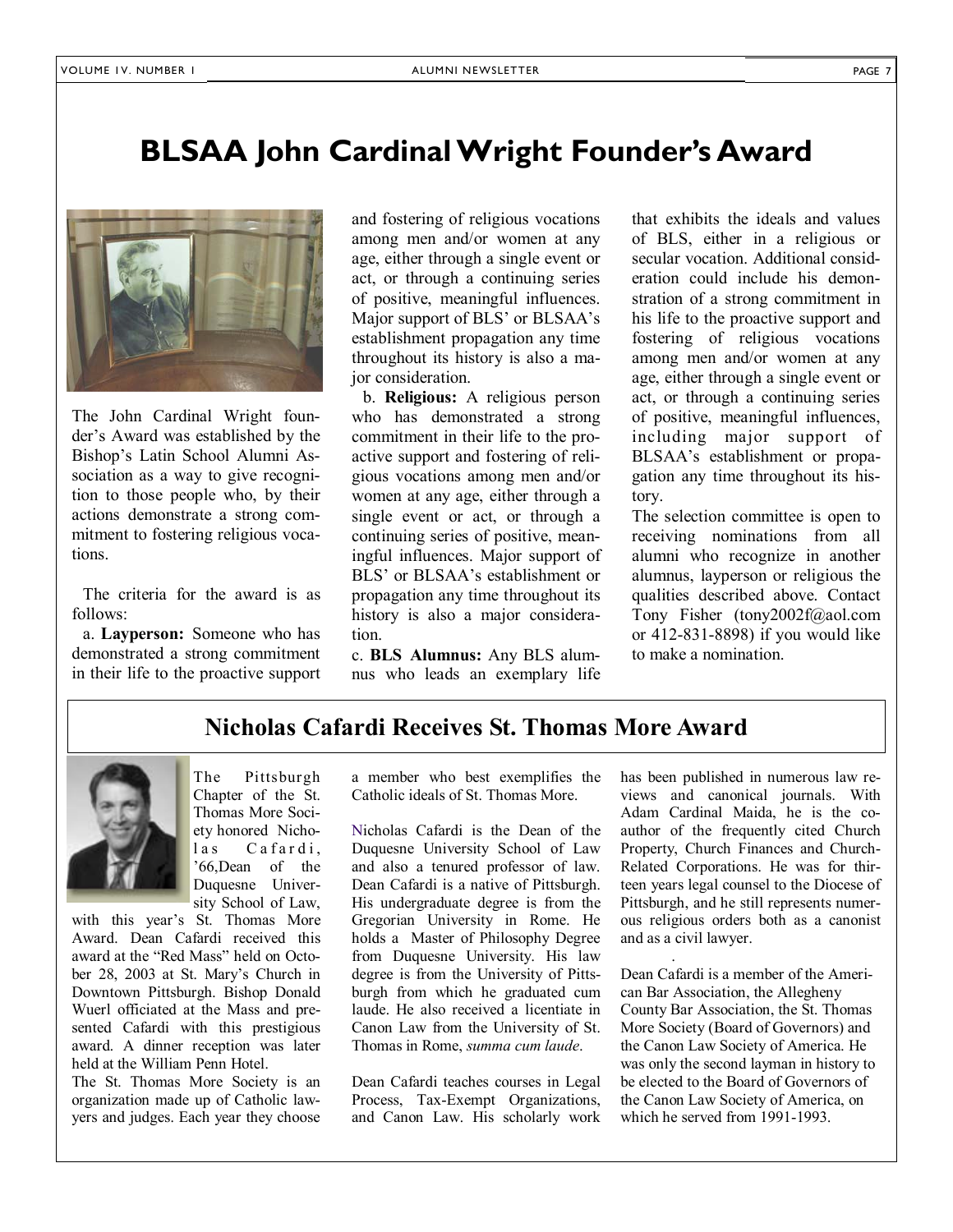# BLSAA John Cardinal Wright Founder's Award

The John Cardinal Wright founder's Award was established by the Bishop's Latin School Alumni Association as a way to give recognition to those people who, by their actions demonstrate a strong commitment to fostering religious vocations.

The criteria for the award is as follows:

a. **Layperson:** Someone who has demonstrated a strong commitment in their life to the proactive support and fostering of religious vocations among men and/or women at any age, either through a single event or act, or through a continuing series of positive, meaningful influences. Major support of BLS' or BLSAA's establishment propagation any time throughout its history is also a major consideration.

b. **Religious:** A religious person who has demonstrated a strong commitment in their life to the proactive support and fostering of religious vocations among men and/or women at any age, either through a single event or act, or through a continuing series of positive, meaningful influences. Major support of BLS' or BLSAA's establishment or propagation any time throughout its history is also a major consideration.

c. **BLS Alumnus:** Any BLS alumnus who leads an exemplary life that exhibits the ideals and values of BLS, either in a religious or secular vocation. Additional consideration could include his demonstration of a strong commitment in his life to the proactive support and fostering of religious vocations among men and/or women at any age, either through a single event or act, or through a continuing series of positive, meaningful influences, including major support of BLSAA's establishment or propagation any time throughout its history.

The selection committee is open to receiving nominations from all alumni who recognize in another alumnus, layperson or religious the qualities described above. Contact Tony Fisher (tony2002f@aol.com or 412-831-8898) if you would like to make a nomination.

## Nicholas Cafardi Receives St. Thomas More Award

The Pittsburgh Chapter of the St. Thomas More Society honored Nicholas Cafardi, '66,Dean of the Duquesne University School of Law, with this year's St. Thomas More Award. Dean Cafardi received this award at the "Red Mass" held on October 28, 2003 at St. Mary's Church in Downtown Pittsburgh. Bishop Donald Wuerl officiated at the Mass and presented Cafardi with this prestigious award. A dinner reception was later held at the William Penn Hotel.

The St. Thomas More Society is an organization made up of Catholic lawyers and judges. Each year they choose a member who best exemplifies the Catholic ideals of St. Thomas More.

Nicholas Cafardi is the Dean of the Duquesne University School of Law and also a tenured professor of law. Dean Cafardi is a native of Pittsburgh. His undergraduate degree is from the Gregorian University in Rome. He holds a Master of Philosophy Degree from Duquesne University. His law degree is from the University of Pittsburgh from which he graduated cum laude. He also received a licentiate in Canon Law from the University of St. Thomas in Rome, *summa cum laude*.

Dean Cafardi teaches courses in Legal Process, Tax-Exempt Organizations, and Canon Law. His scholarly work has been published in numerous law reviews and canonical journals. With Adam Cardinal Maida, he is the co-author of the frequently cited Church Property, Church Finances and Church-Related Corporations. He was for thirteen years legal counsel to the Diocese of Pittsburgh, and he still represents numerous religious orders both as a canonist and as a civil lawyer.

Dean Cafardi is a member of the American Bar Association, the Allegheny County Bar Association, the St. Thomas More Society (Board of Governors) and the Canon Law Society of America. He was only the second layman in history to be elected to the Board of Governors of the Canon Law Society of America, on which he served from 1991-1993.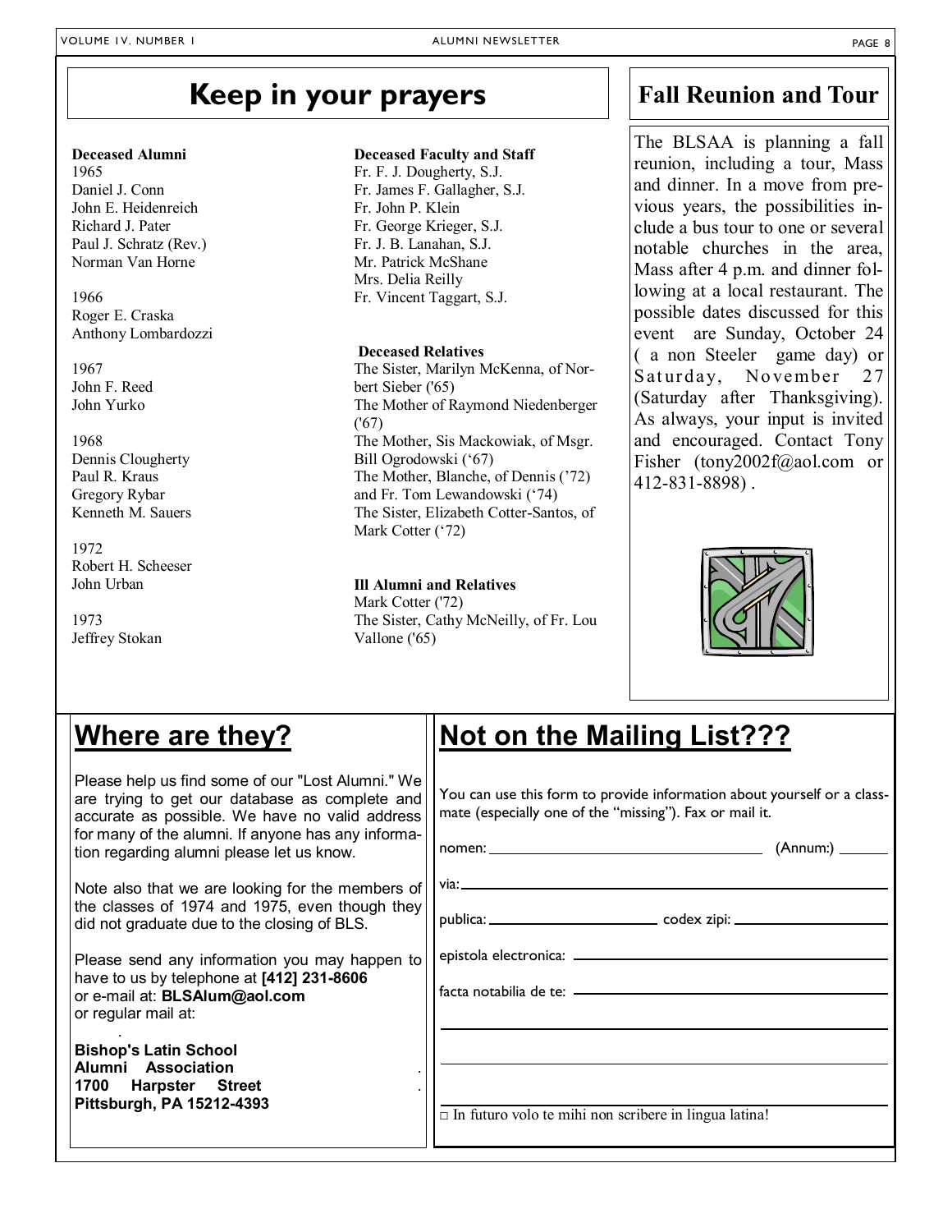# Keep in your prayers

**Deceased Alumni**

1965
Daniel J. Conn
John E. Heidenreich
Richard J. Pater
Paul J. Schratz (Rev.)
Norman Van Horne

1966
Roger E. Craska
Anthony Lombardozzi

1967
John F. Reed
John Yurko

1968
Dennis Clougherty
Paul R. Kraus
Gregory Rybar
Kenneth M. Sauers

1972
Robert H. Scheeser
John Urban

1973
Jeffrey Stokan

**Deceased Faculty and Staff**

Fr. F. J. Dougherty, S.J.
Fr. James F. Gallagher, S.J.
Fr. John P. Klein
Fr. George Krieger, S.J.
Fr. J. B. Lanahan, S.J.
Mr. Patrick McShane
Mrs. Delia Reilly
Fr. Vincent Taggart, S.J.

**Deceased Relatives**

The Sister, Marilyn McKenna, of Norbert Sieber ('65)
The Mother of Raymond Niedenberger ('67)
The Mother, Sis Mackowiak, of Msgr. Bill Ogrodowski ('67)
The Mother, Blanche, of Dennis ('72) and Fr. Tom Lewandowski ('74)
The Sister, Elizabeth Cotter-Santos, of Mark Cotter ('72)

**Ill Alumni and Relatives**

Mark Cotter ('72)
The Sister, Cathy McNeilly, of Fr. Lou Vallone ('65)

# Fall Reunion and Tour

The BLSAA is planning a fall reunion, including a tour, Mass and dinner. In a move from previous years, the possibilities include a bus tour to one or several notable churches in the area, Mass after 4 p.m. and dinner following at a local restaurant. The possible dates discussed for this event are Sunday, October 24 ( a non Steeler game day) or Saturday, November 27 (Saturday after Thanksgiving). As always, your input is invited and encouraged. Contact Tony Fisher (tony2002f@aol.com or 412-831-8898) .

# Where are they?

Please help us find some of our "Lost Alumni." We are trying to get our database as complete and accurate as possible. We have no valid address for many of the alumni. If anyone has any information regarding alumni please let us know.

Note also that we are looking for the members of the classes of 1974 and 1975, even though they did not graduate due to the closing of BLS.

Please send any information you may happen to have to us by telephone at **[412] 231-8606** or e-mail at: **BLSAlum@aol.com** or regular mail at:

**Bishop's Latin School**
**Alumni Association**
**1700 Harpster Street**
**Pittsburgh, PA 15212-4393**

# Not on the Mailing List???

You can use this form to provide information about yourself or a classmate (especially one of the "missing"). Fax or mail it.

nomen: ______________________ (Annum:) ______

via: ______________________

publica: ______________ codex zipi: ______________

epistola electronica: ______________________

facta notabilia de te: ______________________

______________________

______________________

□ In futuro volo te mihi non scribere in lingua latina!